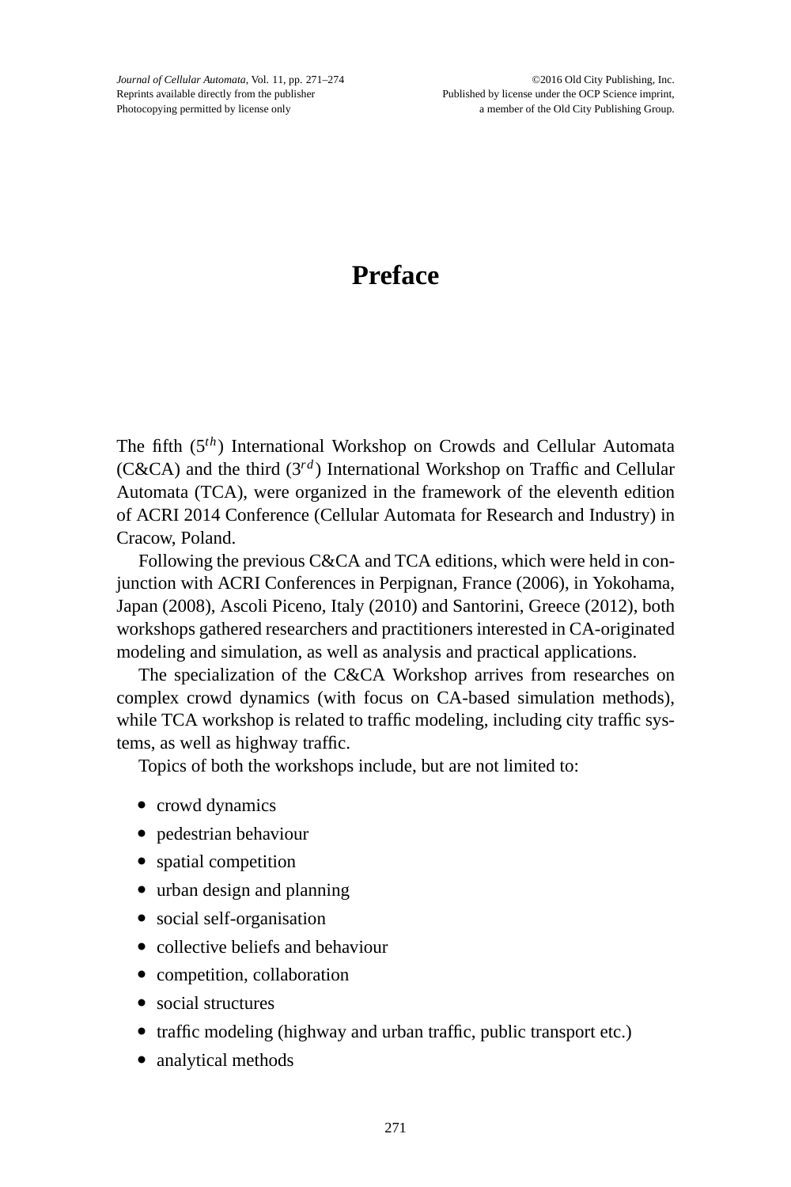# Preface

The fifth ($5^{th}$) International Workshop on Crowds and Cellular Automata (C&CA) and the third ($3^{rd}$) International Workshop on Traffic and Cellular Automata (TCA), were organized in the framework of the eleventh edition of ACRI 2014 Conference (Cellular Automata for Research and Industry) in Cracow, Poland.

Following the previous C&CA and TCA editions, which were held in conjunction with ACRI Conferences in Perpignan, France (2006), in Yokohama, Japan (2008), Ascoli Piceno, Italy (2010) and Santorini, Greece (2012), both workshops gathered researchers and practitioners interested in CA-originated modeling and simulation, as well as analysis and practical applications.

The specialization of the C&CA Workshop arrives from researches on complex crowd dynamics (with focus on CA-based simulation methods), while TCA workshop is related to traffic modeling, including city traffic systems, as well as highway traffic.

Topics of both the workshops include, but are not limited to:

- crowd dynamics
- pedestrian behaviour
- spatial competition
- urban design and planning
- social self-organisation
- collective beliefs and behaviour
- competition, collaboration
- social structures
- traffic modeling (highway and urban traffic, public transport etc.)
- analytical methods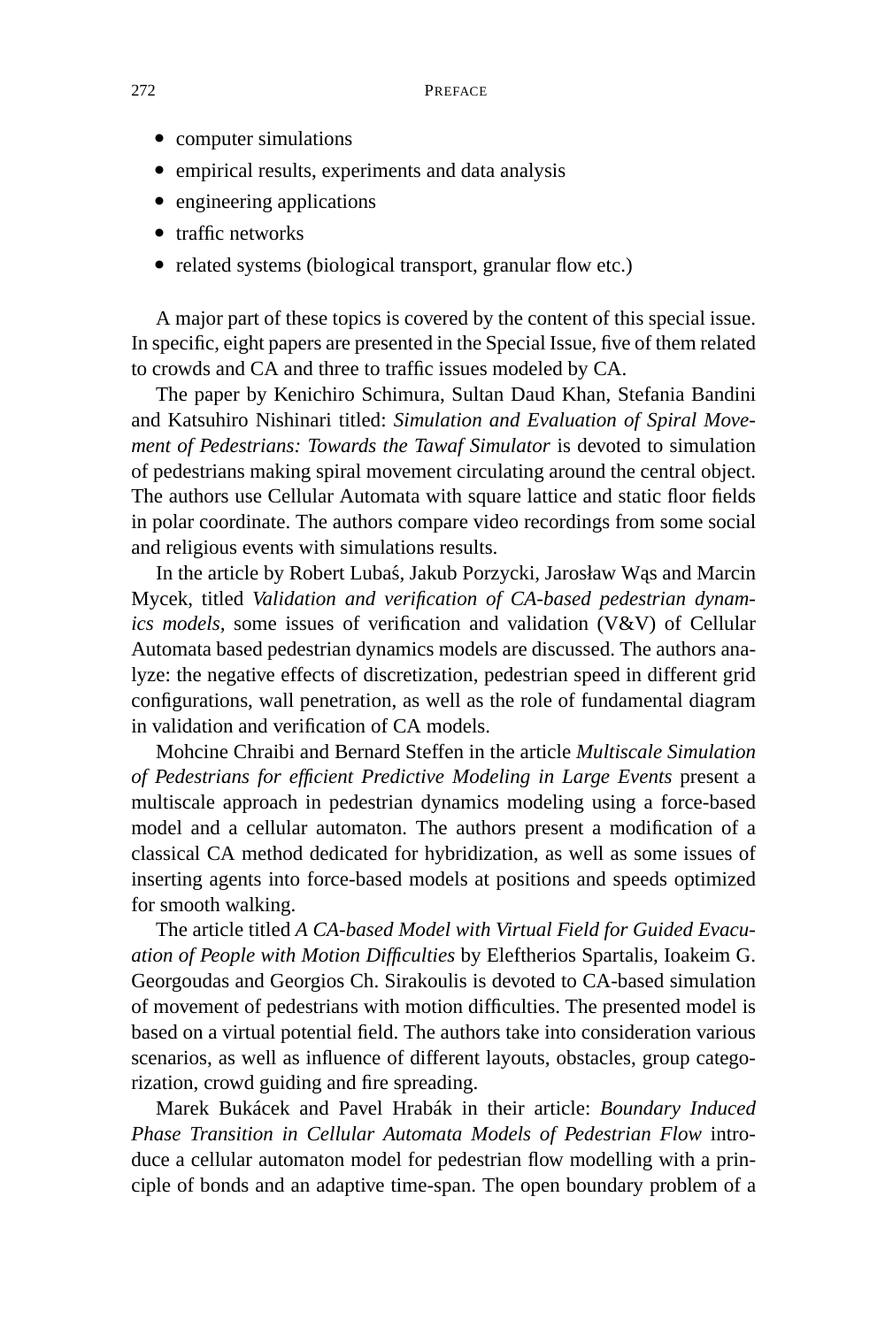- computer simulations
- empirical results, experiments and data analysis
- engineering applications
- traffic networks
- related systems (biological transport, granular flow etc.)

A major part of these topics is covered by the content of this special issue. In specific, eight papers are presented in the Special Issue, five of them related to crowds and CA and three to traffic issues modeled by CA.

The paper by Kenichiro Schimura, Sultan Daud Khan, Stefania Bandini and Katsuhiro Nishinari titled: *Simulation and Evaluation of Spiral Movement of Pedestrians: Towards the Tawaf Simulator* is devoted to simulation of pedestrians making spiral movement circulating around the central object. The authors use Cellular Automata with square lattice and static floor fields in polar coordinate. The authors compare video recordings from some social and religious events with simulations results.

In the article by Robert Lubaś, Jakub Porzycki, Jarosław Wąs and Marcin Mycek, titled *Validation and verification of CA-based pedestrian dynamics models,* some issues of verification and validation (V&V) of Cellular Automata based pedestrian dynamics models are discussed. The authors analyze: the negative effects of discretization, pedestrian speed in different grid configurations, wall penetration, as well as the role of fundamental diagram in validation and verification of CA models.

Mohcine Chraibi and Bernard Steffen in the article *Multiscale Simulation of Pedestrians for efficient Predictive Modeling in Large Events* present a multiscale approach in pedestrian dynamics modeling using a force-based model and a cellular automaton. The authors present a modification of a classical CA method dedicated for hybridization, as well as some issues of inserting agents into force-based models at positions and speeds optimized for smooth walking.

The article titled *A CA-based Model with Virtual Field for Guided Evacuation of People with Motion Difficulties* by Eleftherios Spartalis, Ioakeim G. Georgoudas and Georgios Ch. Sirakoulis is devoted to CA-based simulation of movement of pedestrians with motion difficulties. The presented model is based on a virtual potential field. The authors take into consideration various scenarios, as well as influence of different layouts, obstacles, group categorization, crowd guiding and fire spreading.

Marek Bukácek and Pavel Hrabák in their article: *Boundary Induced Phase Transition in Cellular Automata Models of Pedestrian Flow* introduce a cellular automaton model for pedestrian flow modelling with a principle of bonds and an adaptive time-span. The open boundary problem of a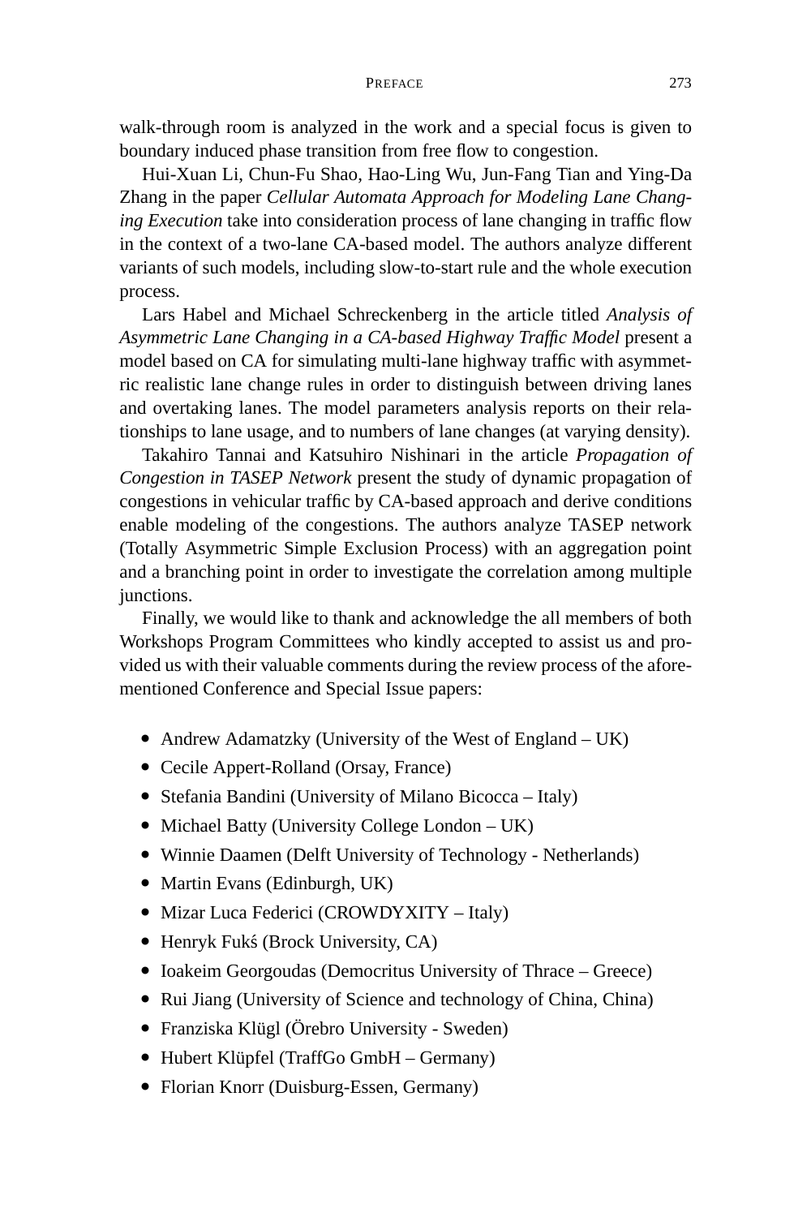walk-through room is analyzed in the work and a special focus is given to boundary induced phase transition from free flow to congestion.

Hui-Xuan Li, Chun-Fu Shao, Hao-Ling Wu, Jun-Fang Tian and Ying-Da Zhang in the paper *Cellular Automata Approach for Modeling Lane Changing Execution* take into consideration process of lane changing in traffic flow in the context of a two-lane CA-based model. The authors analyze different variants of such models, including slow-to-start rule and the whole execution process.

Lars Habel and Michael Schreckenberg in the article titled *Analysis of Asymmetric Lane Changing in a CA-based Highway Traffic Model* present a model based on CA for simulating multi-lane highway traffic with asymmetric realistic lane change rules in order to distinguish between driving lanes and overtaking lanes. The model parameters analysis reports on their relationships to lane usage, and to numbers of lane changes (at varying density).

Takahiro Tannai and Katsuhiro Nishinari in the article *Propagation of Congestion in TASEP Network* present the study of dynamic propagation of congestions in vehicular traffic by CA-based approach and derive conditions enable modeling of the congestions. The authors analyze TASEP network (Totally Asymmetric Simple Exclusion Process) with an aggregation point and a branching point in order to investigate the correlation among multiple junctions.

Finally, we would like to thank and acknowledge the all members of both Workshops Program Committees who kindly accepted to assist us and provided us with their valuable comments during the review process of the aforementioned Conference and Special Issue papers:

- Andrew Adamatzky (University of the West of England – UK)
- Cecile Appert-Rolland (Orsay, France)
- Stefania Bandini (University of Milano Bicocca – Italy)
- Michael Batty (University College London – UK)
- Winnie Daamen (Delft University of Technology - Netherlands)
- Martin Evans (Edinburgh, UK)
- Mizar Luca Federici (CROWDYXITY – Italy)
- Henryk Fukś (Brock University, CA)
- Ioakeim Georgoudas (Democritus University of Thrace – Greece)
- Rui Jiang (University of Science and technology of China, China)
- Franziska Klügl (Örebro University - Sweden)
- Hubert Klüpfel (TraffGo GmbH – Germany)
- Florian Knorr (Duisburg-Essen, Germany)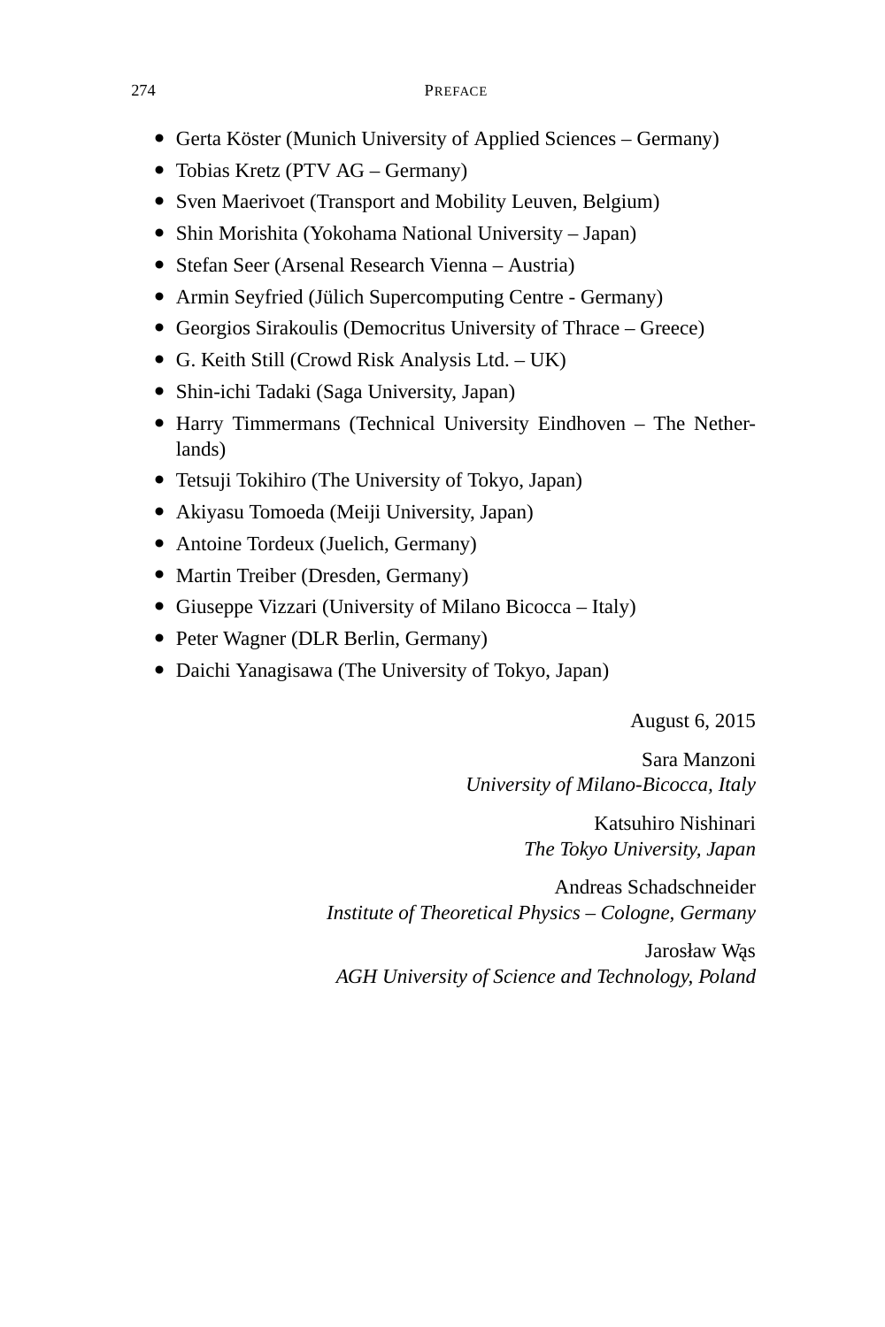- Gerta Köster (Munich University of Applied Sciences – Germany)
- Tobias Kretz (PTV AG – Germany)
- Sven Maerivoet (Transport and Mobility Leuven, Belgium)
- Shin Morishita (Yokohama National University – Japan)
- Stefan Seer (Arsenal Research Vienna – Austria)
- Armin Seyfried (Jülich Supercomputing Centre - Germany)
- Georgios Sirakoulis (Democritus University of Thrace – Greece)
- G. Keith Still (Crowd Risk Analysis Ltd. – UK)
- Shin-ichi Tadaki (Saga University, Japan)
- Harry Timmermans (Technical University Eindhoven – The Netherlands)
- Tetsuji Tokihiro (The University of Tokyo, Japan)
- Akiyasu Tomoeda (Meiji University, Japan)
- Antoine Tordeux (Juelich, Germany)
- Martin Treiber (Dresden, Germany)
- Giuseppe Vizzari (University of Milano Bicocca – Italy)
- Peter Wagner (DLR Berlin, Germany)
- Daichi Yanagisawa (The University of Tokyo, Japan)

August 6, 2015

Sara Manzoni
*University of Milano-Bicocca, Italy*

Katsuhiro Nishinari
*The Tokyo University, Japan*

Andreas Schadschneider
*Institute of Theoretical Physics – Cologne, Germany*

Jarosław Wąs
*AGH University of Science and Technology, Poland*